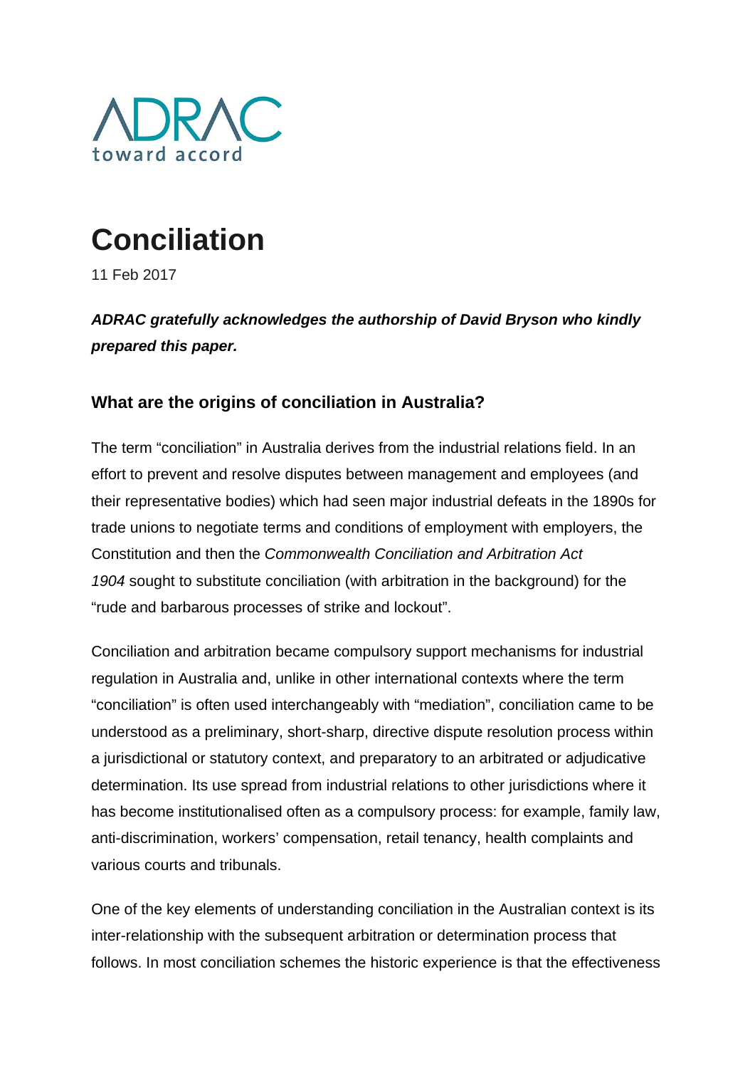ADRAC toward accord

# Conciliation

11 Feb 2017

***ADRAC gratefully acknowledges the authorship of David Bryson who kindly prepared this paper.***

### What are the origins of conciliation in Australia?

The term "conciliation" in Australia derives from the industrial relations field. In an effort to prevent and resolve disputes between management and employees (and their representative bodies) which had seen major industrial defeats in the 1890s for trade unions to negotiate terms and conditions of employment with employers, the Constitution and then the *Commonwealth Conciliation and Arbitration Act 1904* sought to substitute conciliation (with arbitration in the background) for the "rude and barbarous processes of strike and lockout".

Conciliation and arbitration became compulsory support mechanisms for industrial regulation in Australia and, unlike in other international contexts where the term "conciliation" is often used interchangeably with "mediation", conciliation came to be understood as a preliminary, short-sharp, directive dispute resolution process within a jurisdictional or statutory context, and preparatory to an arbitrated or adjudicative determination. Its use spread from industrial relations to other jurisdictions where it has become institutionalised often as a compulsory process: for example, family law, anti-discrimination, workers' compensation, retail tenancy, health complaints and various courts and tribunals.

One of the key elements of understanding conciliation in the Australian context is its inter-relationship with the subsequent arbitration or determination process that follows. In most conciliation schemes the historic experience is that the effectiveness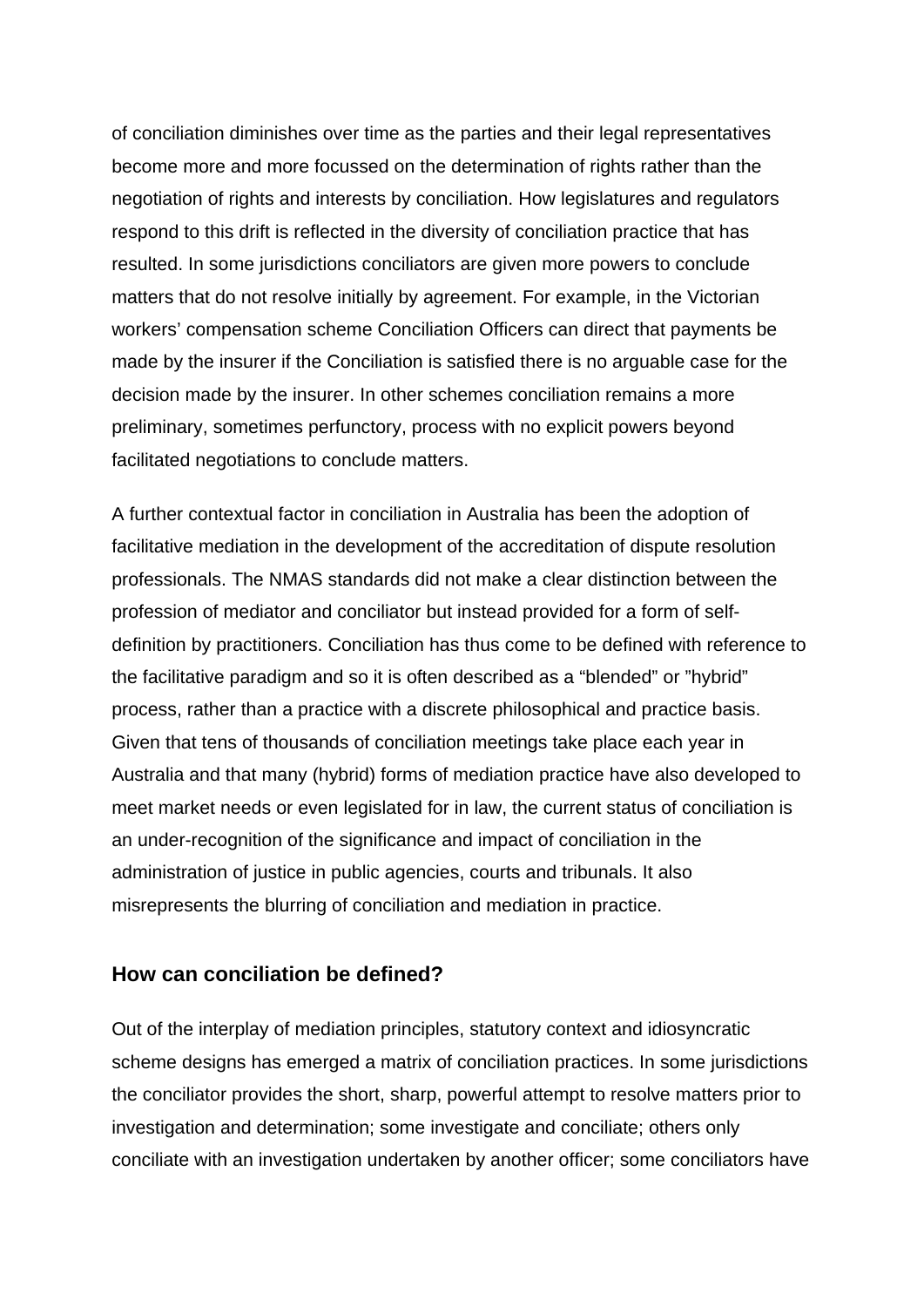of conciliation diminishes over time as the parties and their legal representatives become more and more focussed on the determination of rights rather than the negotiation of rights and interests by conciliation. How legislatures and regulators respond to this drift is reflected in the diversity of conciliation practice that has resulted. In some jurisdictions conciliators are given more powers to conclude matters that do not resolve initially by agreement. For example, in the Victorian workers' compensation scheme Conciliation Officers can direct that payments be made by the insurer if the Conciliation is satisfied there is no arguable case for the decision made by the insurer. In other schemes conciliation remains a more preliminary, sometimes perfunctory, process with no explicit powers beyond facilitated negotiations to conclude matters.

A further contextual factor in conciliation in Australia has been the adoption of facilitative mediation in the development of the accreditation of dispute resolution professionals. The NMAS standards did not make a clear distinction between the profession of mediator and conciliator but instead provided for a form of self-definition by practitioners. Conciliation has thus come to be defined with reference to the facilitative paradigm and so it is often described as a "blended" or "hybrid" process, rather than a practice with a discrete philosophical and practice basis. Given that tens of thousands of conciliation meetings take place each year in Australia and that many (hybrid) forms of mediation practice have also developed to meet market needs or even legislated for in law, the current status of conciliation is an under-recognition of the significance and impact of conciliation in the administration of justice in public agencies, courts and tribunals. It also misrepresents the blurring of conciliation and mediation in practice.

## How can conciliation be defined?

Out of the interplay of mediation principles, statutory context and idiosyncratic scheme designs has emerged a matrix of conciliation practices. In some jurisdictions the conciliator provides the short, sharp, powerful attempt to resolve matters prior to investigation and determination; some investigate and conciliate; others only conciliate with an investigation undertaken by another officer; some conciliators have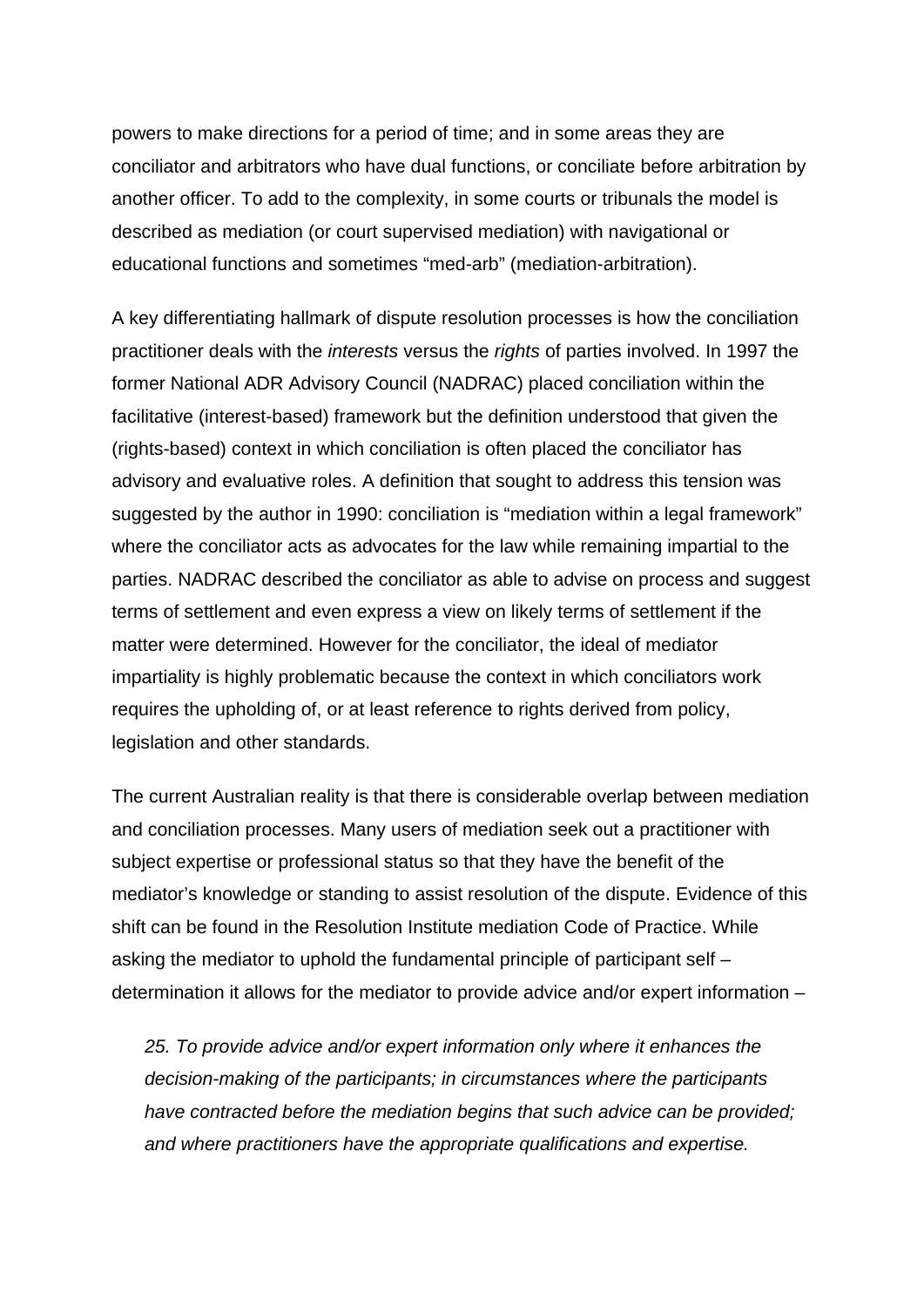powers to make directions for a period of time; and in some areas they are conciliator and arbitrators who have dual functions, or conciliate before arbitration by another officer. To add to the complexity, in some courts or tribunals the model is described as mediation (or court supervised mediation) with navigational or educational functions and sometimes "med-arb" (mediation-arbitration).

A key differentiating hallmark of dispute resolution processes is how the conciliation practitioner deals with the *interests* versus the *rights* of parties involved. In 1997 the former National ADR Advisory Council (NADRAC) placed conciliation within the facilitative (interest-based) framework but the definition understood that given the (rights-based) context in which conciliation is often placed the conciliator has advisory and evaluative roles. A definition that sought to address this tension was suggested by the author in 1990: conciliation is "mediation within a legal framework" where the conciliator acts as advocates for the law while remaining impartial to the parties. NADRAC described the conciliator as able to advise on process and suggest terms of settlement and even express a view on likely terms of settlement if the matter were determined. However for the conciliator, the ideal of mediator impartiality is highly problematic because the context in which conciliators work requires the upholding of, or at least reference to rights derived from policy, legislation and other standards.

The current Australian reality is that there is considerable overlap between mediation and conciliation processes. Many users of mediation seek out a practitioner with subject expertise or professional status so that they have the benefit of the mediator's knowledge or standing to assist resolution of the dispute. Evidence of this shift can be found in the Resolution Institute mediation Code of Practice. While asking the mediator to uphold the fundamental principle of participant self – determination it allows for the mediator to provide advice and/or expert information –

> *25. To provide advice and/or expert information only where it enhances the decision-making of the participants; in circumstances where the participants have contracted before the mediation begins that such advice can be provided; and where practitioners have the appropriate qualifications and expertise.*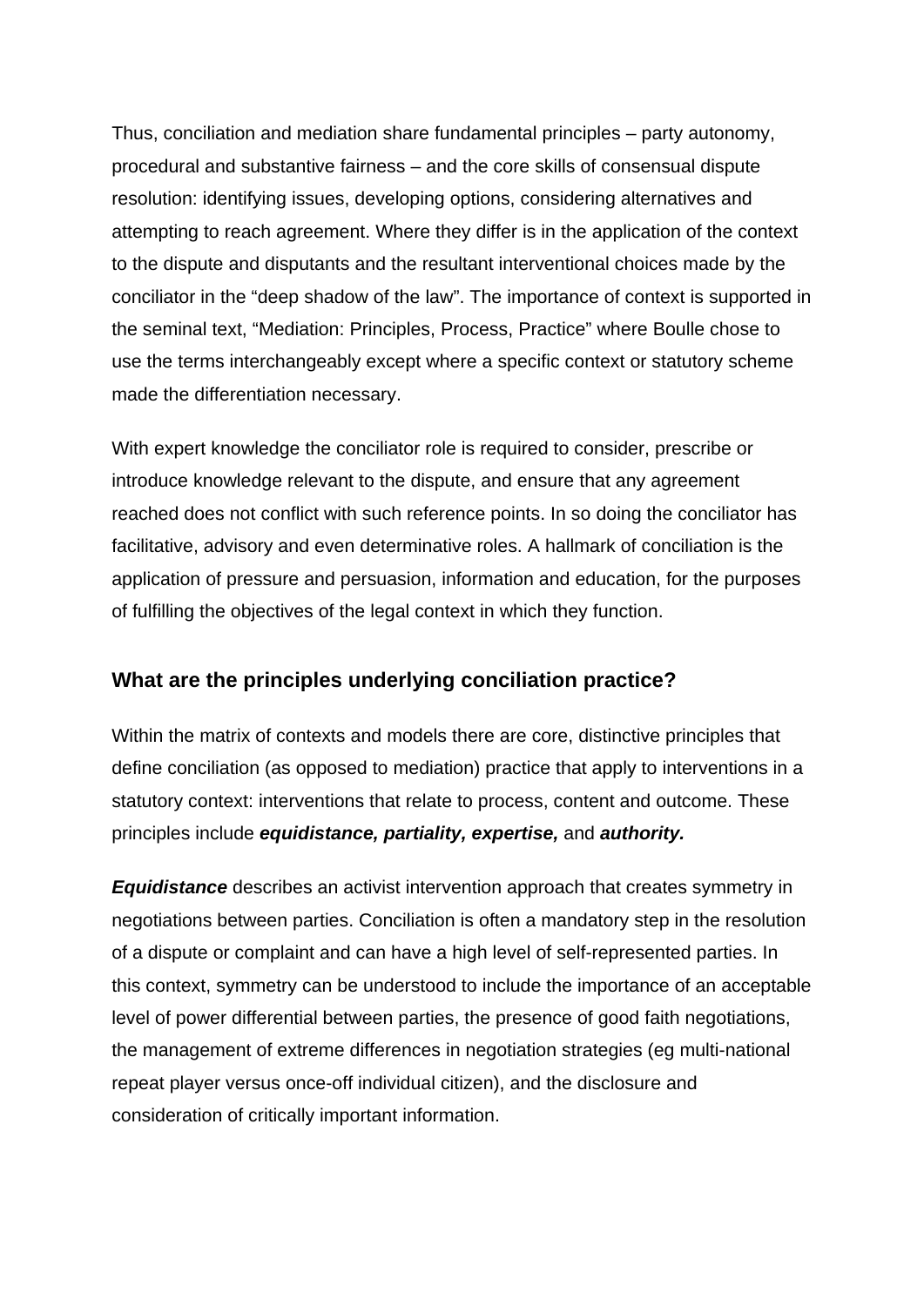Thus, conciliation and mediation share fundamental principles – party autonomy, procedural and substantive fairness – and the core skills of consensual dispute resolution: identifying issues, developing options, considering alternatives and attempting to reach agreement. Where they differ is in the application of the context to the dispute and disputants and the resultant interventional choices made by the conciliator in the "deep shadow of the law". The importance of context is supported in the seminal text, "Mediation: Principles, Process, Practice" where Boulle chose to use the terms interchangeably except where a specific context or statutory scheme made the differentiation necessary.

With expert knowledge the conciliator role is required to consider, prescribe or introduce knowledge relevant to the dispute, and ensure that any agreement reached does not conflict with such reference points. In so doing the conciliator has facilitative, advisory and even determinative roles. A hallmark of conciliation is the application of pressure and persuasion, information and education, for the purposes of fulfilling the objectives of the legal context in which they function.

### What are the principles underlying conciliation practice?

Within the matrix of contexts and models there are core, distinctive principles that define conciliation (as opposed to mediation) practice that apply to interventions in a statutory context: interventions that relate to process, content and outcome. These principles include ***equidistance, partiality, expertise,*** and ***authority.***

***Equidistance*** describes an activist intervention approach that creates symmetry in negotiations between parties. Conciliation is often a mandatory step in the resolution of a dispute or complaint and can have a high level of self-represented parties. In this context, symmetry can be understood to include the importance of an acceptable level of power differential between parties, the presence of good faith negotiations, the management of extreme differences in negotiation strategies (eg multi-national repeat player versus once-off individual citizen), and the disclosure and consideration of critically important information.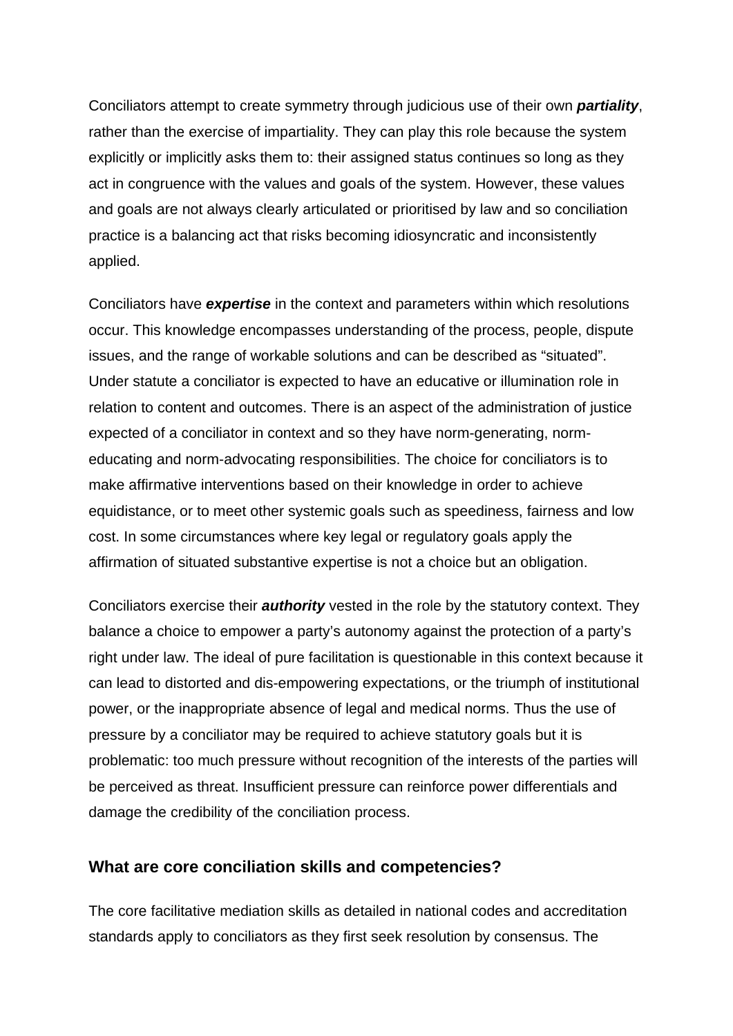Conciliators attempt to create symmetry through judicious use of their own ***partiality***, rather than the exercise of impartiality. They can play this role because the system explicitly or implicitly asks them to: their assigned status continues so long as they act in congruence with the values and goals of the system. However, these values and goals are not always clearly articulated or prioritised by law and so conciliation practice is a balancing act that risks becoming idiosyncratic and inconsistently applied.

Conciliators have ***expertise*** in the context and parameters within which resolutions occur. This knowledge encompasses understanding of the process, people, dispute issues, and the range of workable solutions and can be described as "situated". Under statute a conciliator is expected to have an educative or illumination role in relation to content and outcomes. There is an aspect of the administration of justice expected of a conciliator in context and so they have norm-generating, norm-educating and norm-advocating responsibilities. The choice for conciliators is to make affirmative interventions based on their knowledge in order to achieve equidistance, or to meet other systemic goals such as speediness, fairness and low cost. In some circumstances where key legal or regulatory goals apply the affirmation of situated substantive expertise is not a choice but an obligation.

Conciliators exercise their ***authority*** vested in the role by the statutory context. They balance a choice to empower a party's autonomy against the protection of a party's right under law. The ideal of pure facilitation is questionable in this context because it can lead to distorted and dis-empowering expectations, or the triumph of institutional power, or the inappropriate absence of legal and medical norms. Thus the use of pressure by a conciliator may be required to achieve statutory goals but it is problematic: too much pressure without recognition of the interests of the parties will be perceived as threat. Insufficient pressure can reinforce power differentials and damage the credibility of the conciliation process.

## What are core conciliation skills and competencies?

The core facilitative mediation skills as detailed in national codes and accreditation standards apply to conciliators as they first seek resolution by consensus. The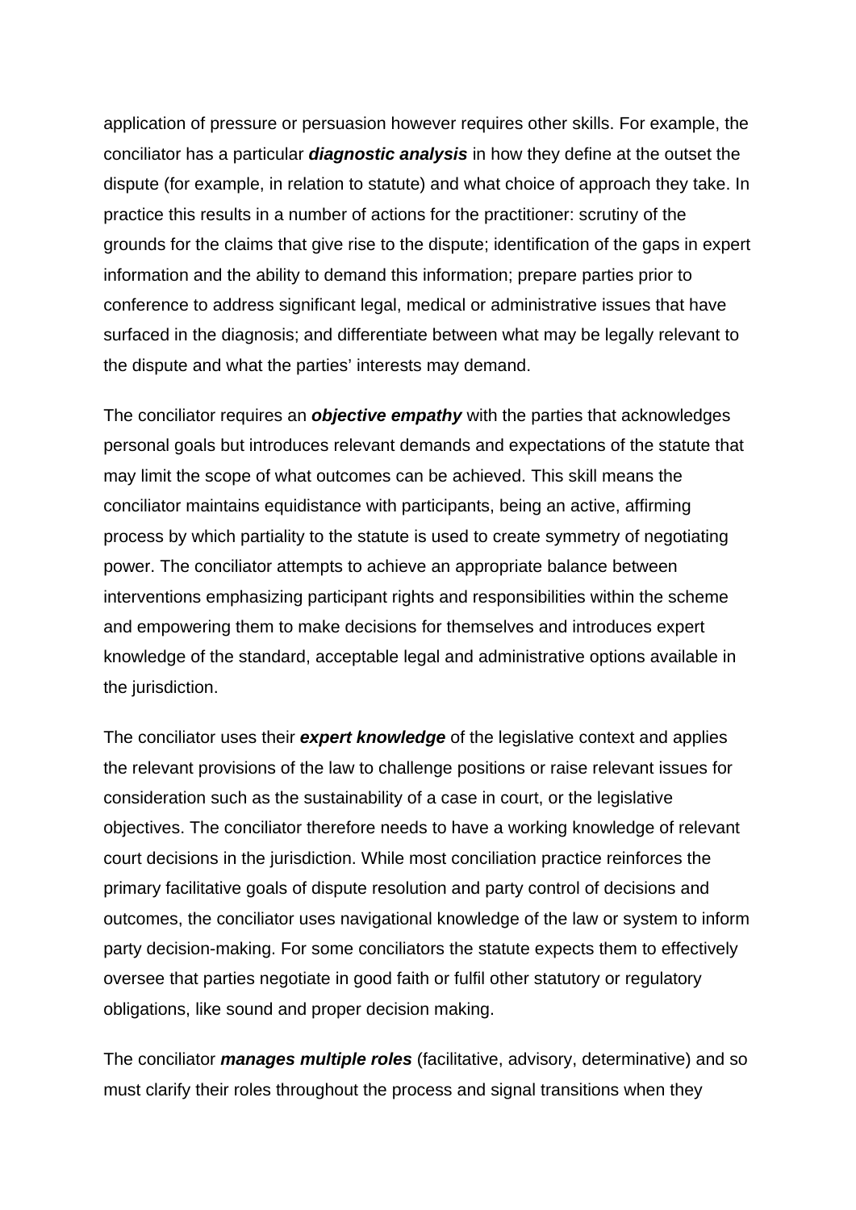application of pressure or persuasion however requires other skills. For example, the conciliator has a particular ***diagnostic analysis*** in how they define at the outset the dispute (for example, in relation to statute) and what choice of approach they take. In practice this results in a number of actions for the practitioner: scrutiny of the grounds for the claims that give rise to the dispute; identification of the gaps in expert information and the ability to demand this information; prepare parties prior to conference to address significant legal, medical or administrative issues that have surfaced in the diagnosis; and differentiate between what may be legally relevant to the dispute and what the parties' interests may demand.

The conciliator requires an ***objective empathy*** with the parties that acknowledges personal goals but introduces relevant demands and expectations of the statute that may limit the scope of what outcomes can be achieved. This skill means the conciliator maintains equidistance with participants, being an active, affirming process by which partiality to the statute is used to create symmetry of negotiating power. The conciliator attempts to achieve an appropriate balance between interventions emphasizing participant rights and responsibilities within the scheme and empowering them to make decisions for themselves and introduces expert knowledge of the standard, acceptable legal and administrative options available in the jurisdiction.

The conciliator uses their ***expert knowledge*** of the legislative context and applies the relevant provisions of the law to challenge positions or raise relevant issues for consideration such as the sustainability of a case in court, or the legislative objectives. The conciliator therefore needs to have a working knowledge of relevant court decisions in the jurisdiction. While most conciliation practice reinforces the primary facilitative goals of dispute resolution and party control of decisions and outcomes, the conciliator uses navigational knowledge of the law or system to inform party decision-making. For some conciliators the statute expects them to effectively oversee that parties negotiate in good faith or fulfil other statutory or regulatory obligations, like sound and proper decision making.

The conciliator ***manages multiple roles*** (facilitative, advisory, determinative) and so must clarify their roles throughout the process and signal transitions when they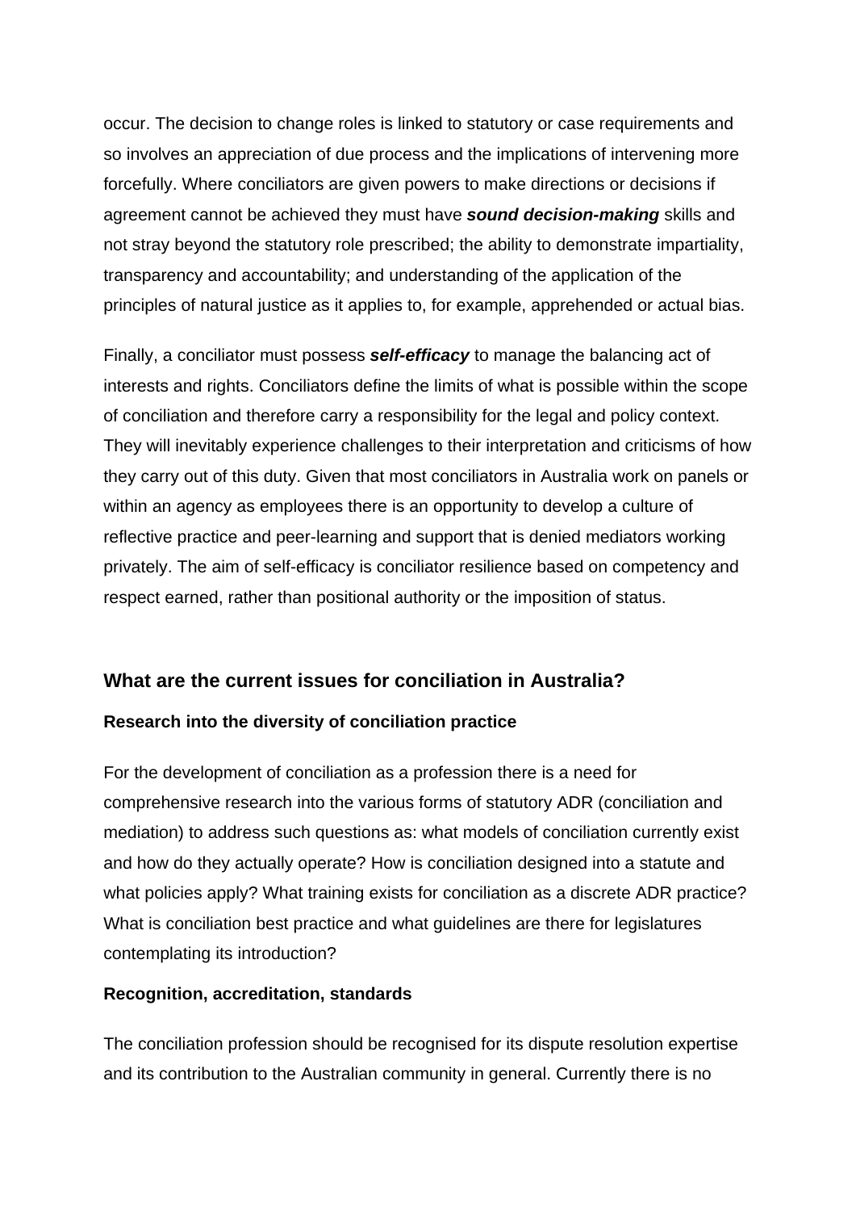occur. The decision to change roles is linked to statutory or case requirements and so involves an appreciation of due process and the implications of intervening more forcefully. Where conciliators are given powers to make directions or decisions if agreement cannot be achieved they must have ***sound decision-making*** skills and not stray beyond the statutory role prescribed; the ability to demonstrate impartiality, transparency and accountability; and understanding of the application of the principles of natural justice as it applies to, for example, apprehended or actual bias.

Finally, a conciliator must possess ***self-efficacy*** to manage the balancing act of interests and rights. Conciliators define the limits of what is possible within the scope of conciliation and therefore carry a responsibility for the legal and policy context. They will inevitably experience challenges to their interpretation and criticisms of how they carry out of this duty. Given that most conciliators in Australia work on panels or within an agency as employees there is an opportunity to develop a culture of reflective practice and peer-learning and support that is denied mediators working privately. The aim of self-efficacy is conciliator resilience based on competency and respect earned, rather than positional authority or the imposition of status.

## What are the current issues for conciliation in Australia?

### Research into the diversity of conciliation practice

For the development of conciliation as a profession there is a need for comprehensive research into the various forms of statutory ADR (conciliation and mediation) to address such questions as: what models of conciliation currently exist and how do they actually operate? How is conciliation designed into a statute and what policies apply? What training exists for conciliation as a discrete ADR practice? What is conciliation best practice and what guidelines are there for legislatures contemplating its introduction?

### Recognition, accreditation, standards

The conciliation profession should be recognised for its dispute resolution expertise and its contribution to the Australian community in general. Currently there is no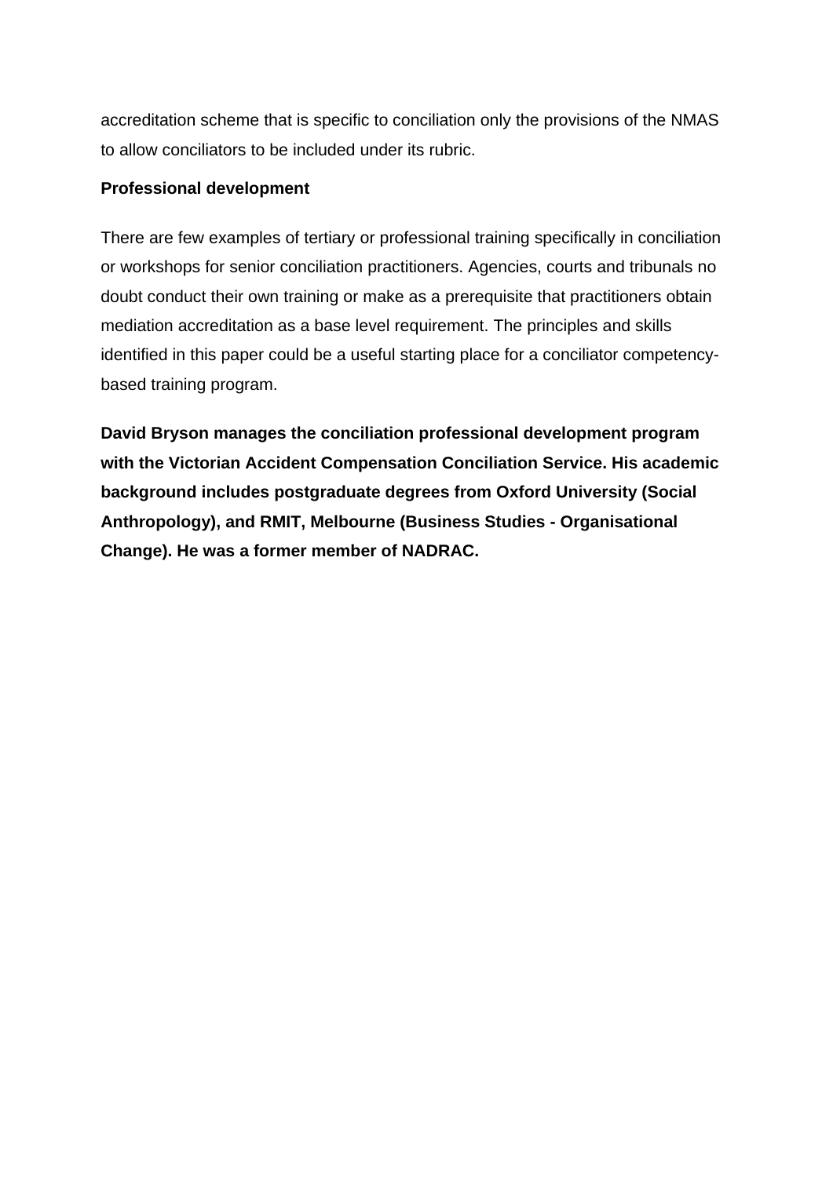accreditation scheme that is specific to conciliation only the provisions of the NMAS to allow conciliators to be included under its rubric.

**Professional development**

There are few examples of tertiary or professional training specifically in conciliation or workshops for senior conciliation practitioners. Agencies, courts and tribunals no doubt conduct their own training or make as a prerequisite that practitioners obtain mediation accreditation as a base level requirement. The principles and skills identified in this paper could be a useful starting place for a conciliator competency-based training program.

**David Bryson manages the conciliation professional development program with the Victorian Accident Compensation Conciliation Service. His academic background includes postgraduate degrees from Oxford University (Social Anthropology), and RMIT, Melbourne (Business Studies - Organisational Change). He was a former member of NADRAC.**